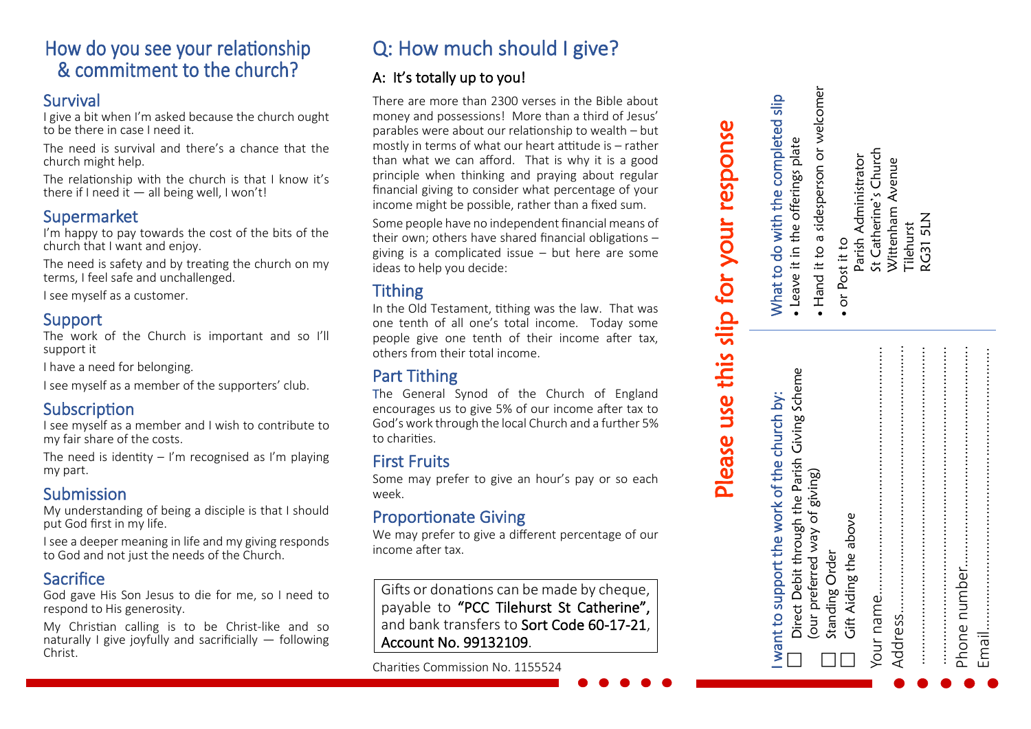## How do you see your relationship & commitment to the church?

### Survival

I give a bit when I'm asked because the church ought to be there in case I need it.

The need is survival and there's a chance that the church might help.

The relationship with the church is that I know it's there if I need it — all being well, I won't!

### Supermarket

I'm happy to pay towards the cost of the bits of the church that I want and enjoy.

The need is safety and by treating the church on my terms, I feel safe and unchallenged.

I see myself as a customer.

### Support

The work of the Church is important and so I'll support it

I have a need for belonging.

I see myself as a member of the supporters' club.

### Subscription

I see myself as a member and I wish to contribute to my fair share of the costs.

The need is identity – I'm recognised as I'm playing my part.

### Submission

My understanding of being a disciple is that I should put God first in my life.

I see a deeper meaning in life and my giving responds to God and not just the needs of the Church.

### Sacrifice

God gave His Son Jesus to die for me, so I need to respond to His generosity.

My Christian calling is to be Christ-like and so naturally I give joyfully and sacrificially — following Christ.

## Q: How much should I give?

### A: It's totally up to you!

There are more than 2300 verses in the Bible about money and possessions! More than a third of Jesus' parables were about our relationship to wealth – but mostly in terms of what our heart attitude is – rather than what we can afford. That is why it is a good principle when thinking and praying about regular financial giving to consider what percentage of your income might be possible, rather than a fixed sum.

Some people have no independent financial means of their own; others have shared financial obligations – giving is a complicated issue – but here are some ideas to help you decide:

### Tithing

In the Old Testament, tithing was the law. That was one tenth of all one's total income. Today some people give one tenth of their income after tax, others from their total income.

### Part Tithing

The General Synod of the Church of England encourages us to give 5% of our income after tax to God's work through the local Church and a further 5% to charities.

### First Fruits

Some may prefer to give an hour's pay or so each week.

### Proportionate Giving

We may prefer to give a different percentage of our income after tax.

Gifts or donations can be made by cheque, payable to **"PCC Tilehurst St Catherine"**, and bank transfers to **Sort Code 60-17-21**, **Account No. 99132109**.

Charities Commission No. 1155524

## Please use this slip for your response

**I want to support the work of the church by:**

☐ Direct Debit through the Parish Giving Scheme (our preferred way of giving)

☐ Standing Order

☐ Gift Aiding the above

Your name..........................................................

Address..............................................................

..........................................................................

..........................................................................

Phone number.....................................................

Email...................................................................

**What to do with the completed slip**

- Leave it in the offerings plate
- Hand it to a sidesperson or welcomer
- or Post it to
  Parish Administrator
  St Catherine's Church
  Wittenham Avenue
  Tilehurst
  RG31 5LN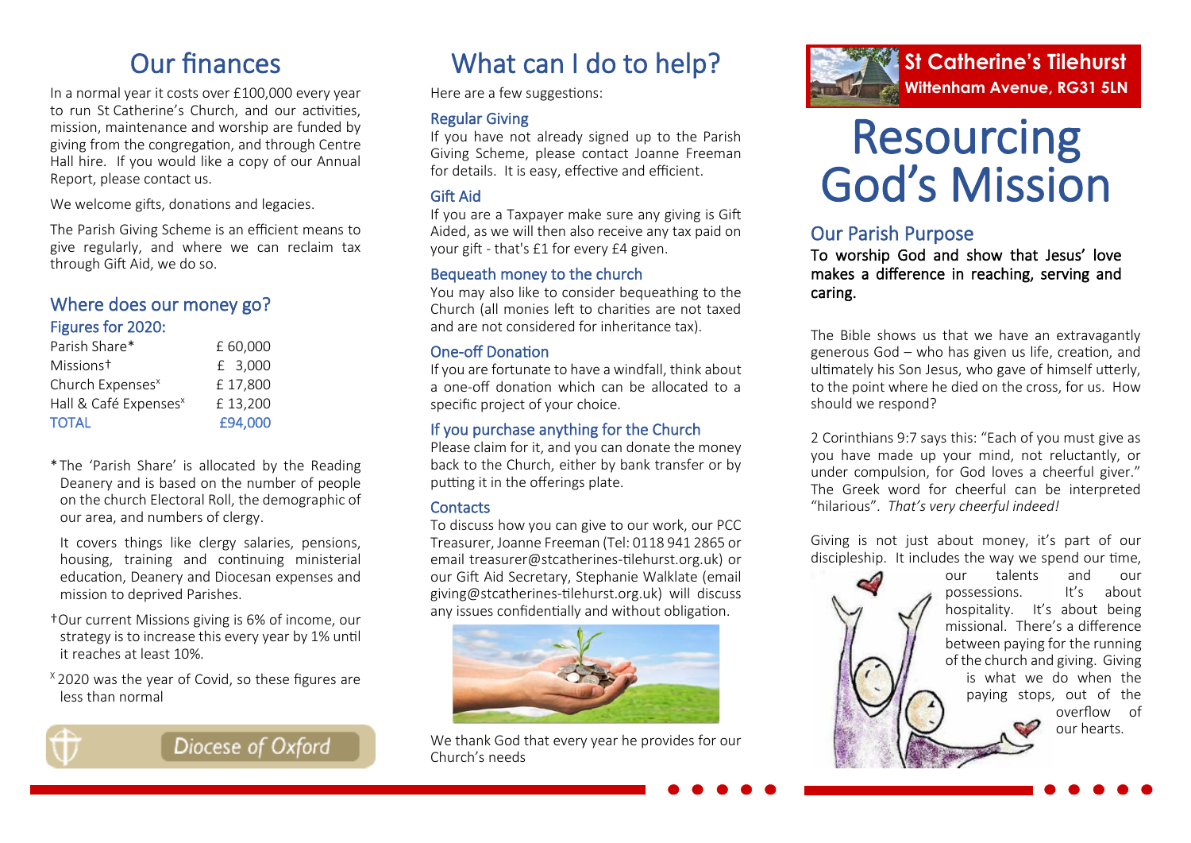# Our finances

In a normal year it costs over £100,000 every year to run St Catherine's Church, and our activities, mission, maintenance and worship are funded by giving from the congregation, and through Centre Hall hire. If you would like a copy of our Annual Report, please contact us.

We welcome gifts, donations and legacies.

The Parish Giving Scheme is an efficient means to give regularly, and where we can reclaim tax through Gift Aid, we do so.

## Where does our money go?

### Figures for 2020:

| | |
|---|---|
| Parish Share* | £ 60,000 |
| Missions† | £ 3,000 |
| Church Expenses[x] | £ 17,800 |
| Hall & Café Expenses[x] | £ 13,200 |
| TOTAL | £94,000 |

*The 'Parish Share' is allocated by the Reading Deanery and is based on the number of people on the church Electoral Roll, the demographic of our area, and numbers of clergy.

It covers things like clergy salaries, pensions, housing, training and continuing ministerial education, Deanery and Diocesan expenses and mission to deprived Parishes.

†Our current Missions giving is 6% of income, our strategy is to increase this every year by 1% until it reaches at least 10%.

[x] 2020 was the year of Covid, so these figures are less than normal

Diocese of Oxford

# What can I do to help?

Here are a few suggestions:

### Regular Giving

If you have not already signed up to the Parish Giving Scheme, please contact Joanne Freeman for details. It is easy, effective and efficient.

### Gift Aid

If you are a Taxpayer make sure any giving is Gift Aided, as we will then also receive any tax paid on your gift - that's £1 for every £4 given.

### Bequeath money to the church

You may also like to consider bequeathing to the Church (all monies left to charities are not taxed and are not considered for inheritance tax).

### One-off Donation

If you are fortunate to have a windfall, think about a one-off donation which can be allocated to a specific project of your choice.

### If you purchase anything for the Church

Please claim for it, and you can donate the money back to the Church, either by bank transfer or by putting it in the offerings plate.

### Contacts

To discuss how you can give to our work, our PCC Treasurer, Joanne Freeman (Tel: 0118 941 2865 or email treasurer@stcatherines-tilehurst.org.uk) or our Gift Aid Secretary, Stephanie Walklate (email giving@stcatherines-tilehurst.org.uk) will discuss any issues confidentially and without obligation.

We thank God that every year he provides for our Church's needs

**St Catherine's Tilehurst**
**Wittenham Avenue, RG31 5LN**

# Resourcing God's Mission

## Our Parish Purpose

To worship God and show that Jesus' love makes a difference in reaching, serving and caring.

The Bible shows us that we have an extravagantly generous God – who has given us life, creation, and ultimately his Son Jesus, who gave of himself utterly, to the point where he died on the cross, for us. How should we respond?

2 Corinthians 9:7 says this: "Each of you must give as you have made up your mind, not reluctantly, or under compulsion, for God loves a cheerful giver." The Greek word for cheerful can be interpreted "hilarious". *That's very cheerful indeed!*

Giving is not just about money, it's part of our discipleship. It includes the way we spend our time, our talents and our possessions. It's about hospitality. It's about being missional. There's a difference between paying for the running of the church and giving. Giving is what we do when the paying stops, out of the overflow of our hearts.